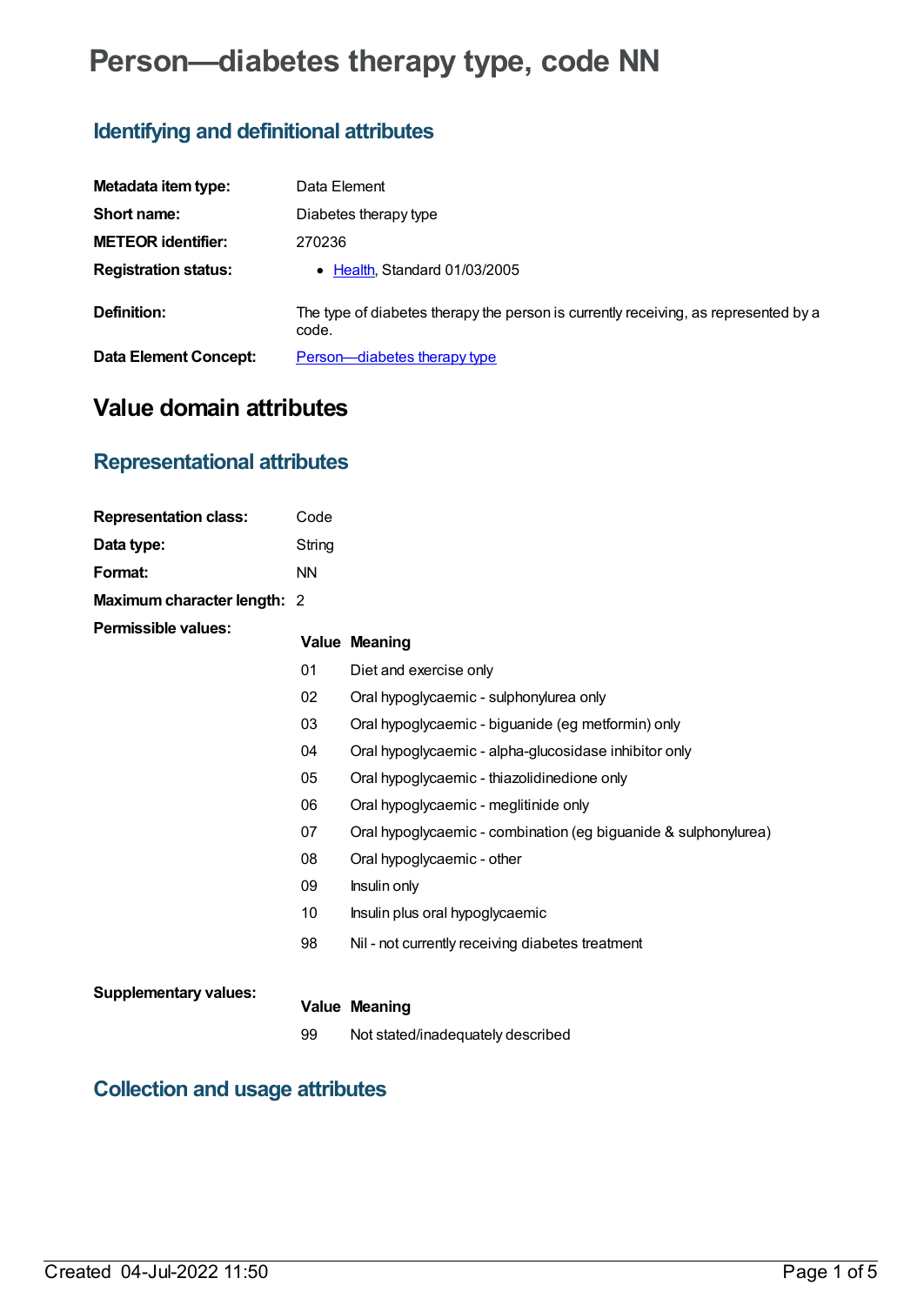# Person—diabetes therapy type, code NN

## Identifying and definitional attributes

| | |
|---|---|
| **Metadata item type:** | Data Element |
| **Short name:** | Diabetes therapy type |
| **METEOR identifier:** | 270236 |
| **Registration status:** | • Health, Standard 01/03/2005 |
| **Definition:** | The type of diabetes therapy the person is currently receiving, as represented by a code. |
| **Data Element Concept:** | Person—diabetes therapy type |

# Value domain attributes

## Representational attributes

| | |
|---|---|
| **Representation class:** | Code |
| **Data type:** | String |
| **Format:** | NN |
| **Maximum character length:** | 2 |

**Permissible values:**

| Value | Meaning |
|---|---|
| 01 | Diet and exercise only |
| 02 | Oral hypoglycaemic - sulphonylurea only |
| 03 | Oral hypoglycaemic - biguanide (eg metformin) only |
| 04 | Oral hypoglycaemic - alpha-glucosidase inhibitor only |
| 05 | Oral hypoglycaemic - thiazolidinedione only |
| 06 | Oral hypoglycaemic - meglitinide only |
| 07 | Oral hypoglycaemic - combination (eg biguanide & sulphonylurea) |
| 08 | Oral hypoglycaemic - other |
| 09 | Insulin only |
| 10 | Insulin plus oral hypoglycaemic |
| 98 | Nil - not currently receiving diabetes treatment |

**Supplementary values:**

| Value | Meaning |
|---|---|
| 99 | Not stated/inadequately described |

## Collection and usage attributes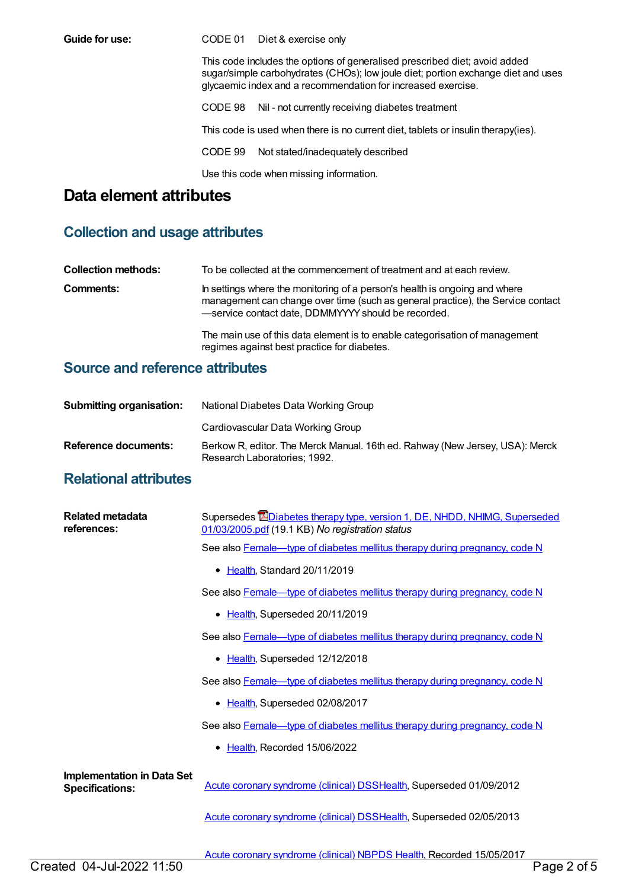**Guide for use:**

CODE 01 Diet & exercise only

This code includes the options of generalised prescribed diet; avoid added sugar/simple carbohydrates (CHOs); low joule diet; portion exchange diet and uses glycaemic index and a recommendation for increased exercise.

CODE 98 Nil - not currently receiving diabetes treatment

This code is used when there is no current diet, tablets or insulin therapy(ies).

CODE 99 Not stated/inadequately described

Use this code when missing information.

# Data element attributes

## Collection and usage attributes

**Collection methods:** To be collected at the commencement of treatment and at each review.

**Comments:** In settings where the monitoring of a person's health is ongoing and where management can change over time (such as general practice), the Service contact—service contact date, DDMMYYYY should be recorded.

The main use of this data element is to enable categorisation of management regimes against best practice for diabetes.

## Source and reference attributes

**Submitting organisation:** National Diabetes Data Working Group

Cardiovascular Data Working Group

**Reference documents:** Berkow R, editor. The Merck Manual. 16th ed. Rahway (New Jersey, USA): Merck Research Laboratories; 1992.

## Relational attributes

**Related metadata references:**

Supersedes Diabetes therapy type, version 1, DE, NHDD, NHIMG, Superseded 01/03/2005.pdf (19.1 KB) *No registration status*

See also Female—type of diabetes mellitus therapy during pregnancy, code N

- Health, Standard 20/11/2019

See also Female—type of diabetes mellitus therapy during pregnancy, code N

- Health, Superseded 20/11/2019

See also Female—type of diabetes mellitus therapy during pregnancy, code N

- Health, Superseded 12/12/2018

See also Female—type of diabetes mellitus therapy during pregnancy, code N

- Health, Superseded 02/08/2017

See also Female—type of diabetes mellitus therapy during pregnancy, code N

- Health, Recorded 15/06/2022

**Implementation in Data Set Specifications:**

Acute coronary syndrome (clinical) DSSHealth, Superseded 01/09/2012

Acute coronary syndrome (clinical) DSSHealth, Superseded 02/05/2013

Acute coronary syndrome (clinical) NBPDS Health, Recorded 15/05/2017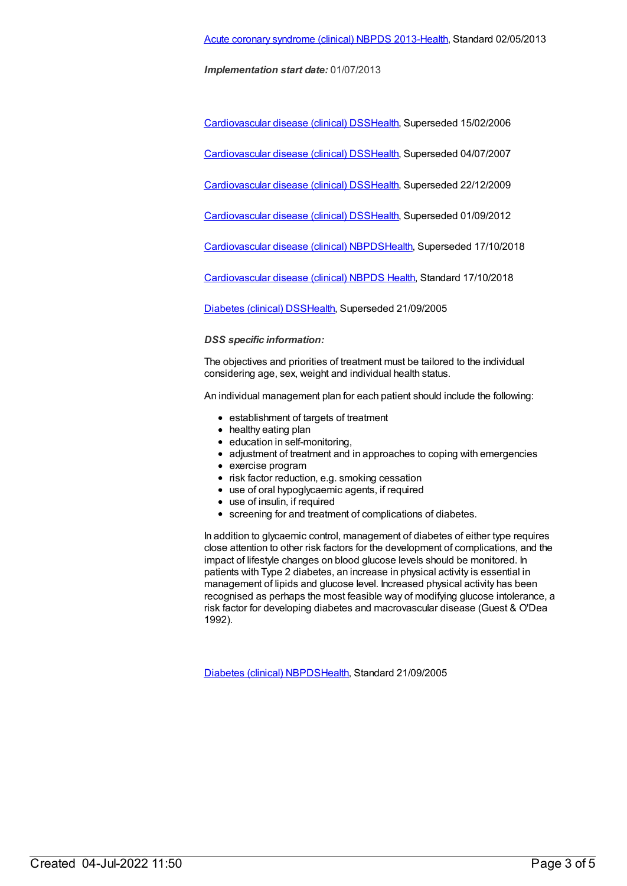Acute coronary syndrome (clinical) NBPDS 2013-Health, Standard 02/05/2013

***Implementation start date:*** 01/07/2013

Cardiovascular disease (clinical) DSSHealth, Superseded 15/02/2006

Cardiovascular disease (clinical) DSSHealth, Superseded 04/07/2007

Cardiovascular disease (clinical) DSSHealth, Superseded 22/12/2009

Cardiovascular disease (clinical) DSSHealth, Superseded 01/09/2012

Cardiovascular disease (clinical) NBPDSHealth, Superseded 17/10/2018

Cardiovascular disease (clinical) NBPDS Health, Standard 17/10/2018

Diabetes (clinical) DSSHealth, Superseded 21/09/2005

***DSS specific information:***

The objectives and priorities of treatment must be tailored to the individual considering age, sex, weight and individual health status.

An individual management plan for each patient should include the following:

- establishment of targets of treatment
- healthy eating plan
- education in self-monitoring,
- adjustment of treatment and in approaches to coping with emergencies
- exercise program
- risk factor reduction, e.g. smoking cessation
- use of oral hypoglycaemic agents, if required
- use of insulin, if required
- screening for and treatment of complications of diabetes.

In addition to glycaemic control, management of diabetes of either type requires close attention to other risk factors for the development of complications, and the impact of lifestyle changes on blood glucose levels should be monitored. In patients with Type 2 diabetes, an increase in physical activity is essential in management of lipids and glucose level. Increased physical activity has been recognised as perhaps the most feasible way of modifying glucose intolerance, a risk factor for developing diabetes and macrovascular disease (Guest & O'Dea 1992).

Diabetes (clinical) NBPDSHealth, Standard 21/09/2005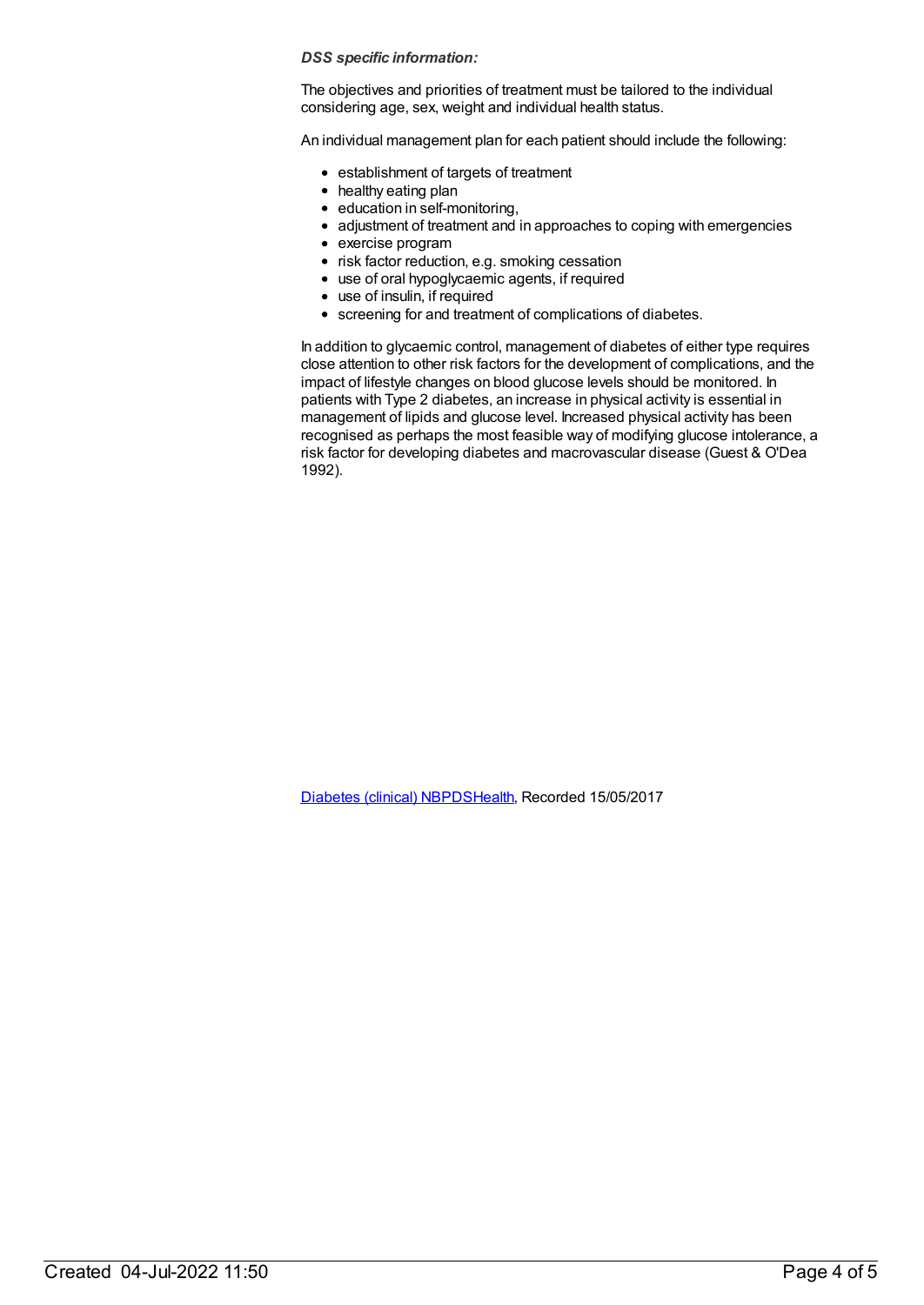***DSS specific information:***

The objectives and priorities of treatment must be tailored to the individual considering age, sex, weight and individual health status.

An individual management plan for each patient should include the following:

- establishment of targets of treatment
- healthy eating plan
- education in self-monitoring,
- adjustment of treatment and in approaches to coping with emergencies
- exercise program
- risk factor reduction, e.g. smoking cessation
- use of oral hypoglycaemic agents, if required
- use of insulin, if required
- screening for and treatment of complications of diabetes.

In addition to glycaemic control, management of diabetes of either type requires close attention to other risk factors for the development of complications, and the impact of lifestyle changes on blood glucose levels should be monitored. In patients with Type 2 diabetes, an increase in physical activity is essential in management of lipids and glucose level. Increased physical activity has been recognised as perhaps the most feasible way of modifying glucose intolerance, a risk factor for developing diabetes and macrovascular disease (Guest & O'Dea 1992).

[Diabetes (clinical) NBPDSHealth](), Recorded 15/05/2017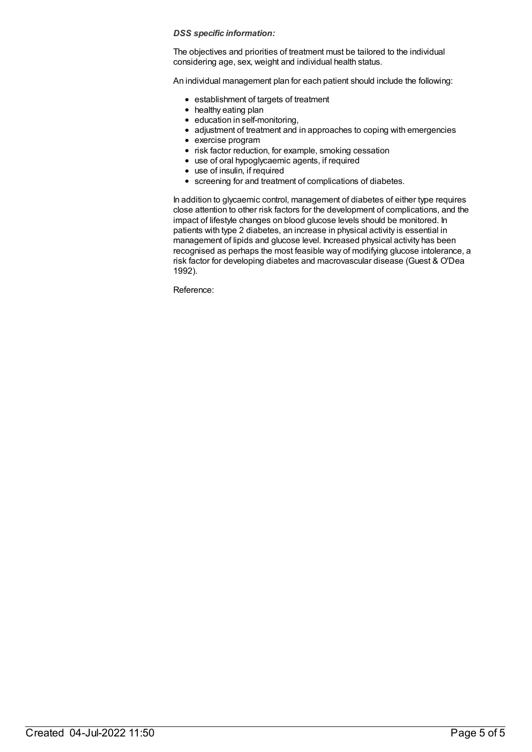***DSS specific information:***

The objectives and priorities of treatment must be tailored to the individual considering age, sex, weight and individual health status.

An individual management plan for each patient should include the following:

- establishment of targets of treatment
- healthy eating plan
- education in self-monitoring,
- adjustment of treatment and in approaches to coping with emergencies
- exercise program
- risk factor reduction, for example, smoking cessation
- use of oral hypoglycaemic agents, if required
- use of insulin, if required
- screening for and treatment of complications of diabetes.

In addition to glycaemic control, management of diabetes of either type requires close attention to other risk factors for the development of complications, and the impact of lifestyle changes on blood glucose levels should be monitored. In patients with type 2 diabetes, an increase in physical activity is essential in management of lipids and glucose level. Increased physical activity has been recognised as perhaps the most feasible way of modifying glucose intolerance, a risk factor for developing diabetes and macrovascular disease (Guest & O'Dea 1992).

Reference: